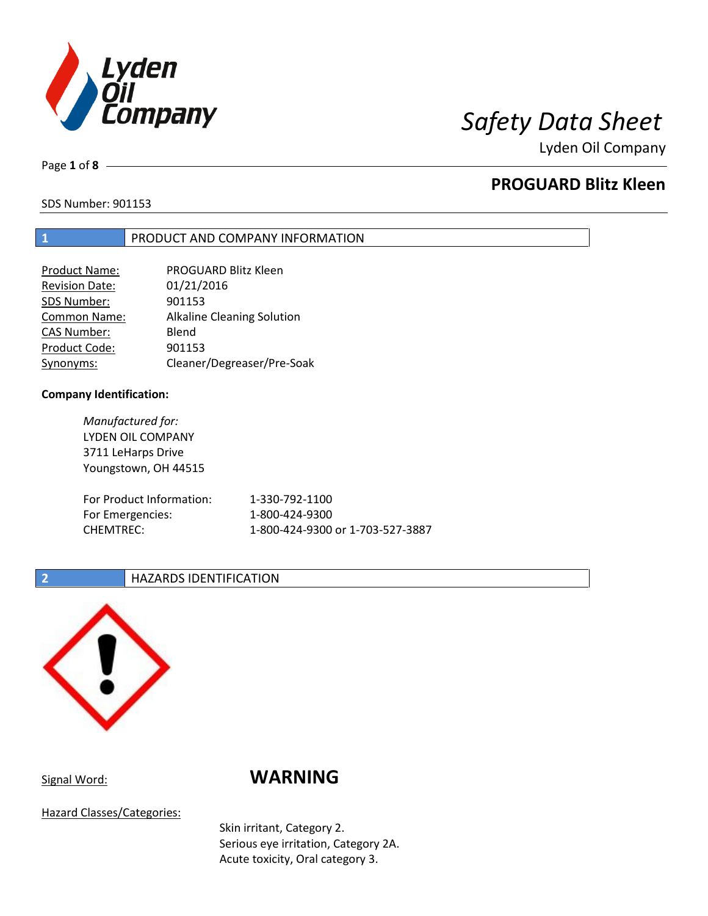# Safety Data Sheet

Lyden Oil Company

## PROGUARD Blitz Kleen

SDS Number: 901153

## 1 PRODUCT AND COMPANY INFORMATION

| | |
|---|---|
| Product Name: | PROGUARD Blitz Kleen |
| Revision Date: | 01/21/2016 |
| SDS Number: | 901153 |
| Common Name: | Alkaline Cleaning Solution |
| CAS Number: | Blend |
| Product Code: | 901153 |
| Synonyms: | Cleaner/Degreaser/Pre-Soak |

**Company Identification:**

*Manufactured for:*
LYDEN OIL COMPANY
3711 LeHarps Drive
Youngstown, OH 44515

| | |
|---|---|
| For Product Information: | 1-330-792-1100 |
| For Emergencies: | 1-800-424-9300 |
| CHEMTREC: | 1-800-424-9300 or 1-703-527-3887 |

## 2 HAZARDS IDENTIFICATION

Signal Word: **WARNING**

Hazard Classes/Categories:

Skin irritant, Category 2.
Serious eye irritation, Category 2A.
Acute toxicity, Oral category 3.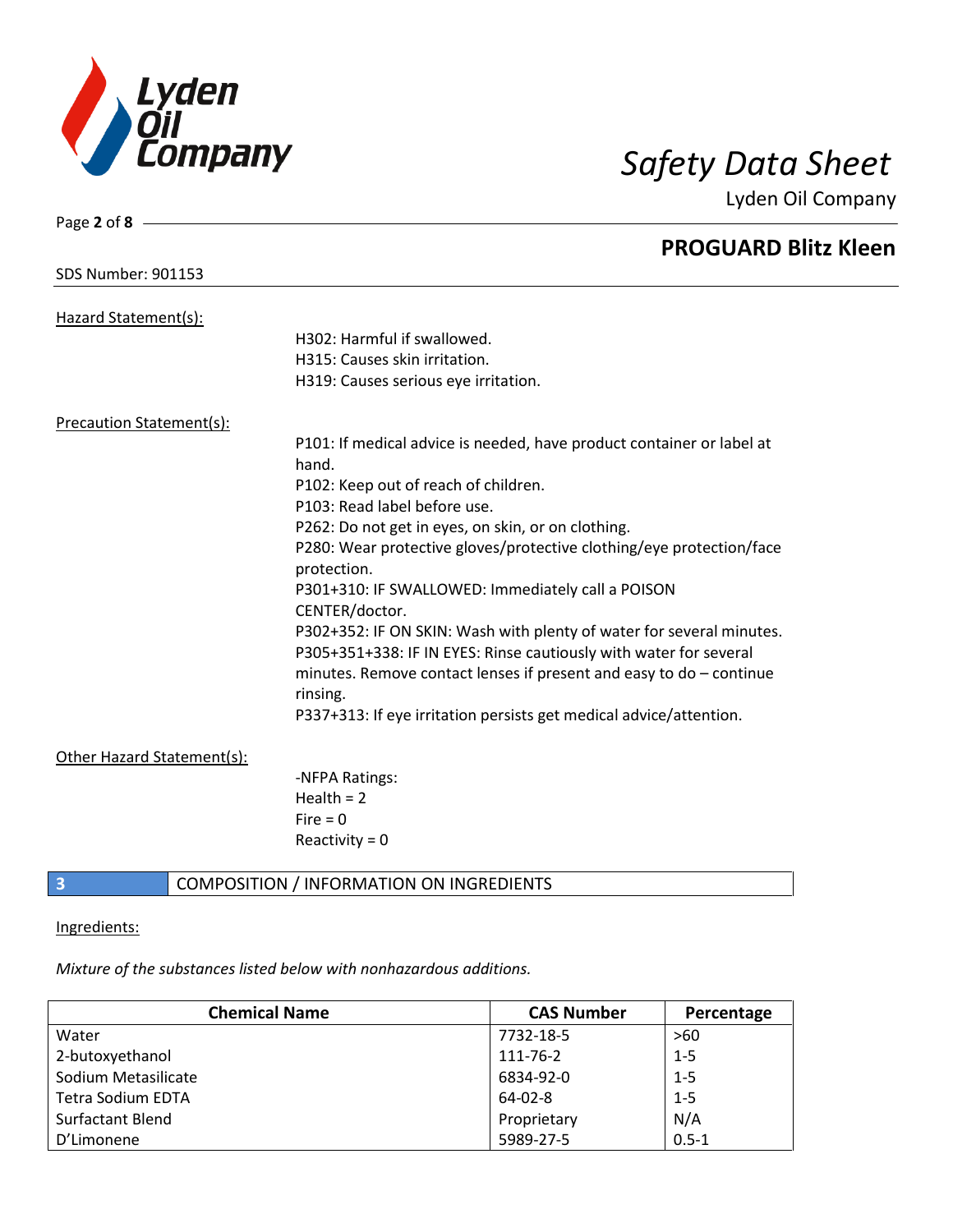Hazard Statement(s):

H302: Harmful if swallowed.
H315: Causes skin irritation.
H319: Causes serious eye irritation.

Precaution Statement(s):

P101: If medical advice is needed, have product container or label at hand.
P102: Keep out of reach of children.
P103: Read label before use.
P262: Do not get in eyes, on skin, or on clothing.
P280: Wear protective gloves/protective clothing/eye protection/face protection.
P301+310: IF SWALLOWED: Immediately call a POISON CENTER/doctor.
P302+352: IF ON SKIN: Wash with plenty of water for several minutes.
P305+351+338: IF IN EYES: Rinse cautiously with water for several minutes. Remove contact lenses if present and easy to do – continue rinsing.
P337+313: If eye irritation persists get medical advice/attention.

Other Hazard Statement(s):

-NFPA Ratings:
Health = 2
Fire = 0
Reactivity = 0

## 3 COMPOSITION / INFORMATION ON INGREDIENTS

Ingredients:

*Mixture of the substances listed below with nonhazardous additions.*

| Chemical Name | CAS Number | Percentage |
|---|---|---|
| Water | 7732-18-5 | >60 |
| 2-butoxyethanol | 111-76-2 | 1-5 |
| Sodium Metasilicate | 6834-92-0 | 1-5 |
| Tetra Sodium EDTA | 64-02-8 | 1-5 |
| Surfactant Blend | Proprietary | N/A |
| D'Limonene | 5989-27-5 | 0.5-1 |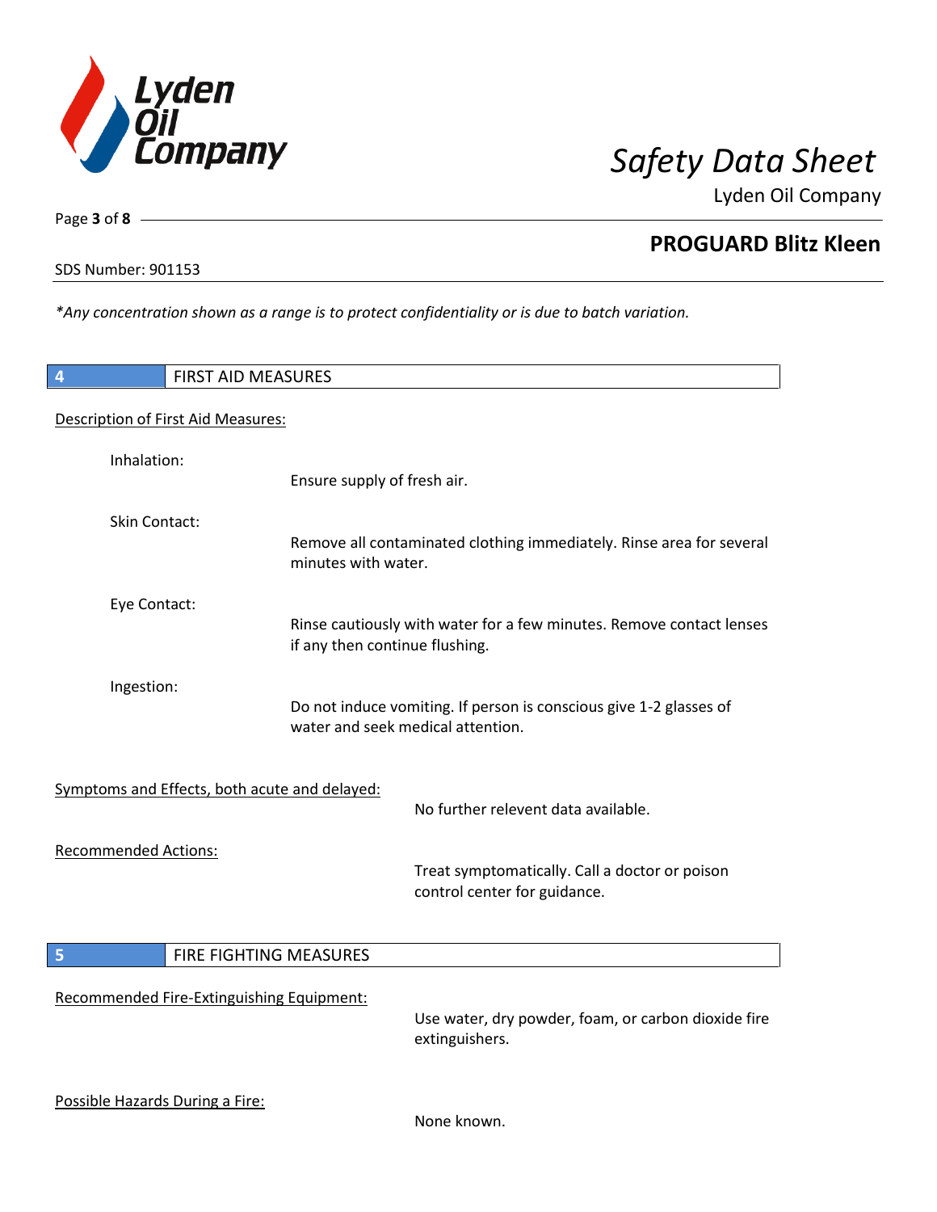*Any concentration shown as a range is to protect confidentiality or is due to batch variation.*

## 4 FIRST AID MEASURES

Description of First Aid Measures:

Inhalation:
Ensure supply of fresh air.

Skin Contact:
Remove all contaminated clothing immediately. Rinse area for several minutes with water.

Eye Contact:
Rinse cautiously with water for a few minutes. Remove contact lenses if any then continue flushing.

Ingestion:
Do not induce vomiting. If person is conscious give 1-2 glasses of water and seek medical attention.

Symptoms and Effects, both acute and delayed:
No further relevent data available.

Recommended Actions:
Treat symptomatically. Call a doctor or poison control center for guidance.

## 5 FIRE FIGHTING MEASURES

Recommended Fire-Extinguishing Equipment:
Use water, dry powder, foam, or carbon dioxide fire extinguishers.

Possible Hazards During a Fire:
None known.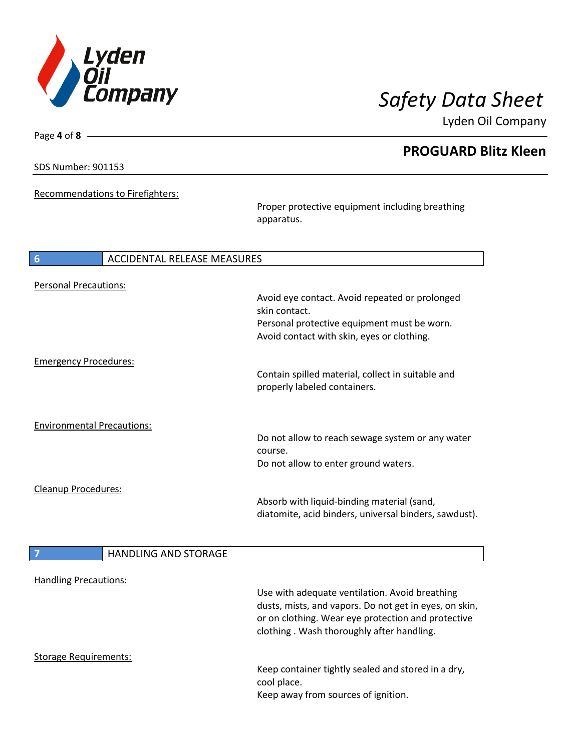Recommendations to Firefighters:

Proper protective equipment including breathing apparatus.

## 6 ACCIDENTAL RELEASE MEASURES

Personal Precautions:

Avoid eye contact. Avoid repeated or prolonged skin contact.
Personal protective equipment must be worn.
Avoid contact with skin, eyes or clothing.

Emergency Procedures:

Contain spilled material, collect in suitable and properly labeled containers.

Environmental Precautions:

Do not allow to reach sewage system or any water course.
Do not allow to enter ground waters.

Cleanup Procedures:

Absorb with liquid-binding material (sand, diatomite, acid binders, universal binders, sawdust).

## 7 HANDLING AND STORAGE

Handling Precautions:

Use with adequate ventilation. Avoid breathing dusts, mists, and vapors. Do not get in eyes, on skin, or on clothing. Wear eye protection and protective clothing . Wash thoroughly after handling.

Storage Requirements:

Keep container tightly sealed and stored in a dry, cool place.
Keep away from sources of ignition.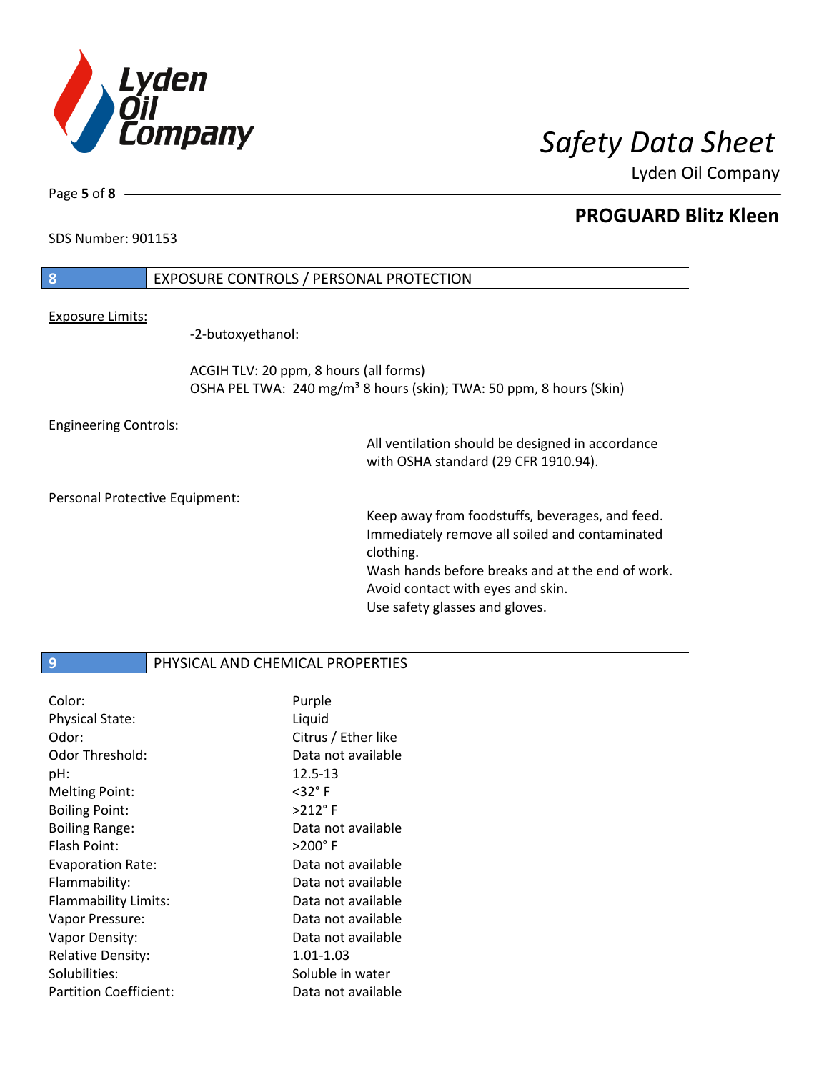SDS Number: 901153

## 8 EXPOSURE CONTROLS / PERSONAL PROTECTION

Exposure Limits:

-2-butoxyethanol:

ACGIH TLV: 20 ppm, 8 hours (all forms)
OSHA PEL TWA: 240 mg/m³ 8 hours (skin); TWA: 50 ppm, 8 hours (Skin)

Engineering Controls:

All ventilation should be designed in accordance with OSHA standard (29 CFR 1910.94).

Personal Protective Equipment:

Keep away from foodstuffs, beverages, and feed.
Immediately remove all soiled and contaminated clothing.
Wash hands before breaks and at the end of work.
Avoid contact with eyes and skin.
Use safety glasses and gloves.

## 9 PHYSICAL AND CHEMICAL PROPERTIES

| | |
|---|---|
| Color: | Purple |
| Physical State: | Liquid |
| Odor: | Citrus / Ether like |
| Odor Threshold: | Data not available |
| pH: | 12.5-13 |
| Melting Point: | <32° F |
| Boiling Point: | >212° F |
| Boiling Range: | Data not available |
| Flash Point: | >200° F |
| Evaporation Rate: | Data not available |
| Flammability: | Data not available |
| Flammability Limits: | Data not available |
| Vapor Pressure: | Data not available |
| Vapor Density: | Data not available |
| Relative Density: | 1.01-1.03 |
| Solubilities: | Soluble in water |
| Partition Coefficient: | Data not available |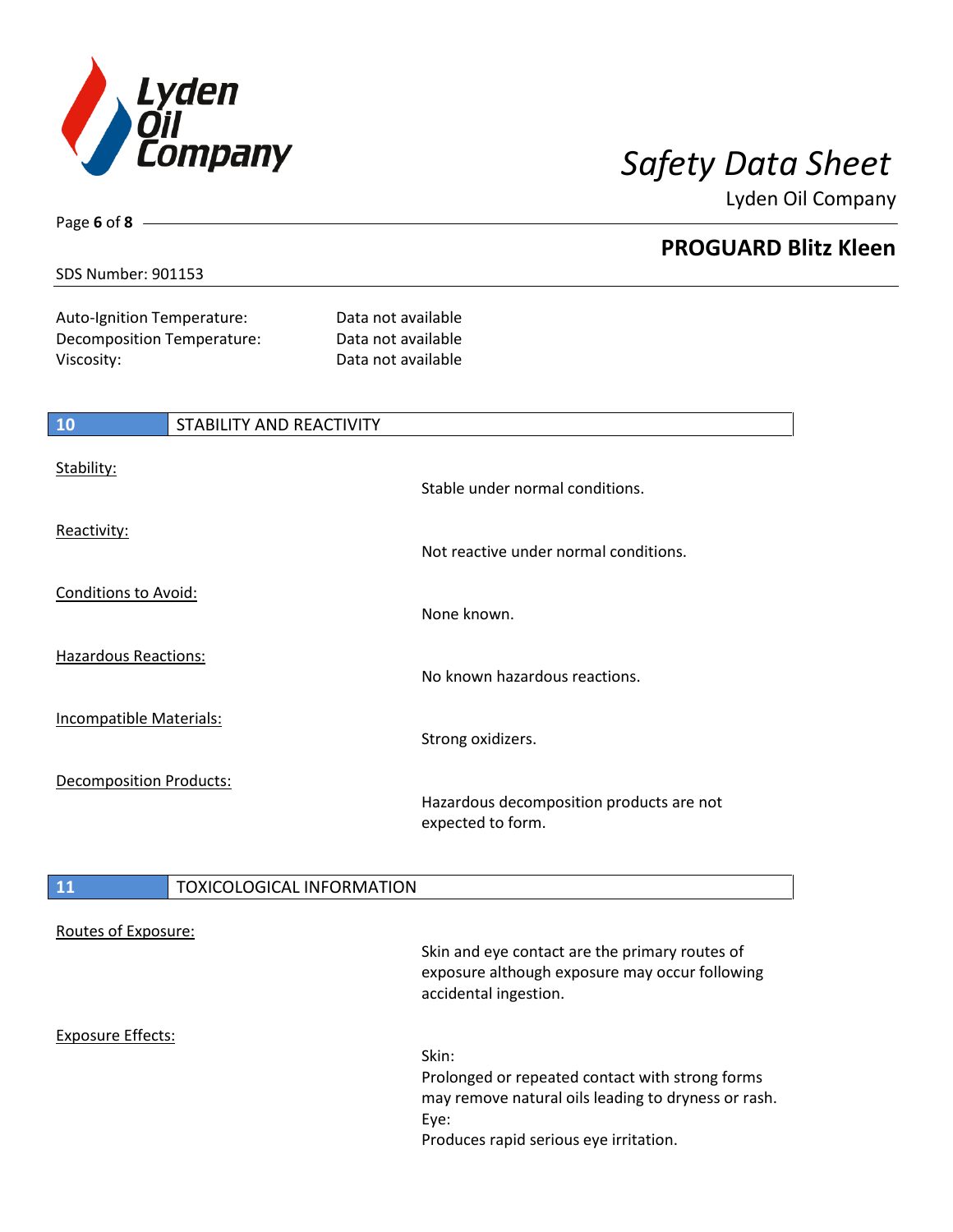| | |
|---|---|
| Auto-Ignition Temperature: | Data not available |
| Decomposition Temperature: | Data not available |
| Viscosity: | Data not available |

## 10 STABILITY AND REACTIVITY

**Stability:**
Stable under normal conditions.

**Reactivity:**
Not reactive under normal conditions.

**Conditions to Avoid:**
None known.

**Hazardous Reactions:**
No known hazardous reactions.

**Incompatible Materials:**
Strong oxidizers.

**Decomposition Products:**
Hazardous decomposition products are not expected to form.

## 11 TOXICOLOGICAL INFORMATION

**Routes of Exposure:**
Skin and eye contact are the primary routes of exposure although exposure may occur following accidental ingestion.

**Exposure Effects:**
Skin:
Prolonged or repeated contact with strong forms may remove natural oils leading to dryness or rash.
Eye:
Produces rapid serious eye irritation.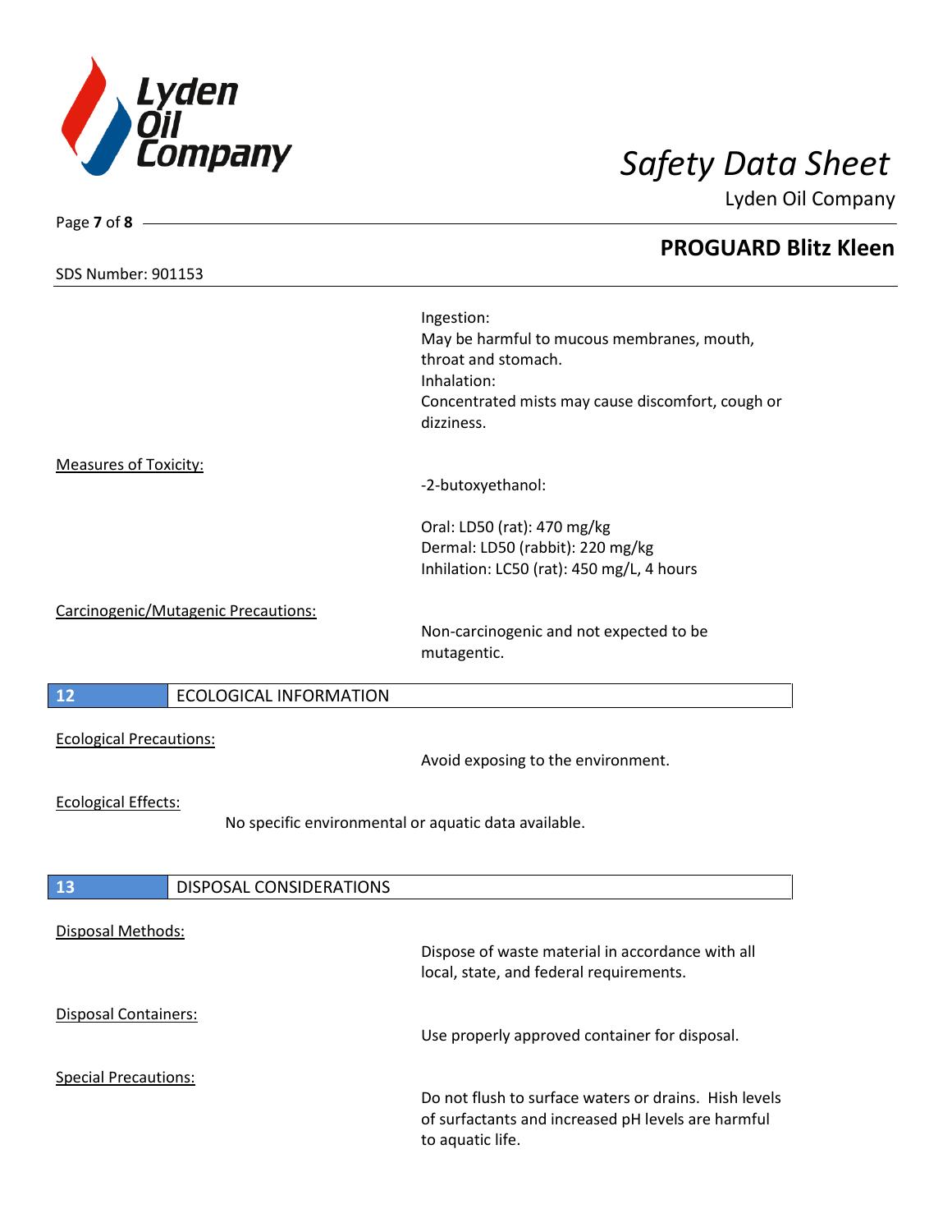Ingestion:
May be harmful to mucous membranes, mouth, throat and stomach.
Inhalation:
Concentrated mists may cause discomfort, cough or dizziness.

Measures of Toxicity:

-2-butoxyethanol:

Oral: LD50 (rat): 470 mg/kg
Dermal: LD50 (rabbit): 220 mg/kg
Inhilation: LC50 (rat): 450 mg/L, 4 hours

Carcinogenic/Mutagenic Precautions:

Non-carcinogenic and not expected to be mutagentic.

## 12 ECOLOGICAL INFORMATION

Ecological Precautions:

Avoid exposing to the environment.

Ecological Effects:

No specific environmental or aquatic data available.

## 13 DISPOSAL CONSIDERATIONS

Disposal Methods:

Dispose of waste material in accordance with all local, state, and federal requirements.

Disposal Containers:

Use properly approved container for disposal.

Special Precautions:

Do not flush to surface waters or drains. Hish levels of surfactants and increased pH levels are harmful to aquatic life.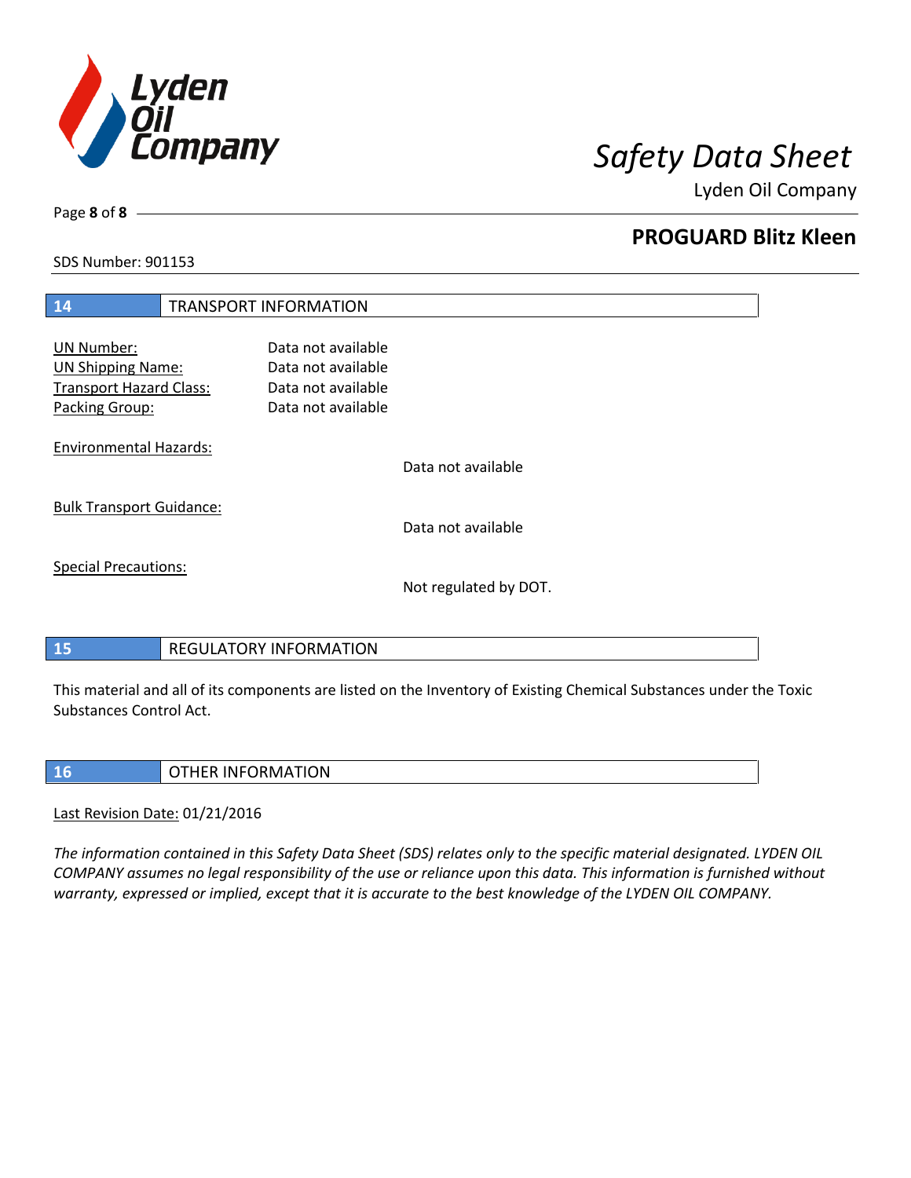# PROGUARD Blitz Kleen

SDS Number: 901153

## 14 TRANSPORT INFORMATION

| | |
|---|---|
| UN Number: | Data not available |
| UN Shipping Name: | Data not available |
| Transport Hazard Class: | Data not available |
| Packing Group: | Data not available |

Environmental Hazards:

Data not available

Bulk Transport Guidance:

Data not available

Special Precautions:

Not regulated by DOT.

## 15 REGULATORY INFORMATION

This material and all of its components are listed on the Inventory of Existing Chemical Substances under the Toxic Substances Control Act.

## 16 OTHER INFORMATION

Last Revision Date: 01/21/2016

*The information contained in this Safety Data Sheet (SDS) relates only to the specific material designated. LYDEN OIL COMPANY assumes no legal responsibility of the use or reliance upon this data. This information is furnished without warranty, expressed or implied, except that it is accurate to the best knowledge of the LYDEN OIL COMPANY.*